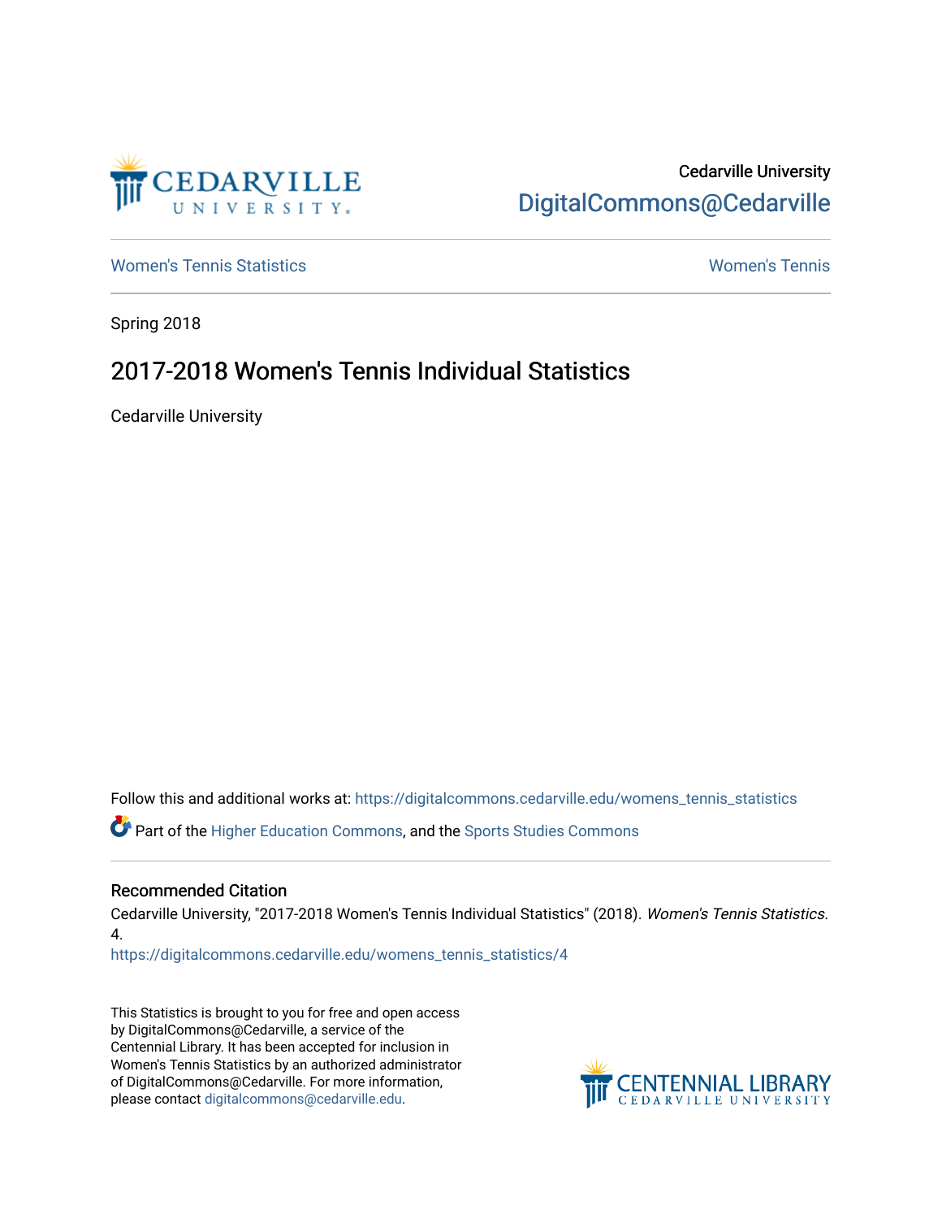Cedarville University

DigitalCommons@Cedarville

Women's Tennis Statistics

Women's Tennis

Spring 2018

# 2017-2018 Women's Tennis Individual Statistics

Cedarville University

Follow this and additional works at: https://digitalcommons.cedarville.edu/womens_tennis_statistics

Part of the Higher Education Commons, and the Sports Studies Commons

## Recommended Citation

Cedarville University, "2017-2018 Women's Tennis Individual Statistics" (2018). *Women's Tennis Statistics*. 4.

https://digitalcommons.cedarville.edu/womens_tennis_statistics/4

This Statistics is brought to you for free and open access by DigitalCommons@Cedarville, a service of the Centennial Library. It has been accepted for inclusion in Women's Tennis Statistics by an authorized administrator of DigitalCommons@Cedarville. For more information, please contact digitalcommons@cedarville.edu.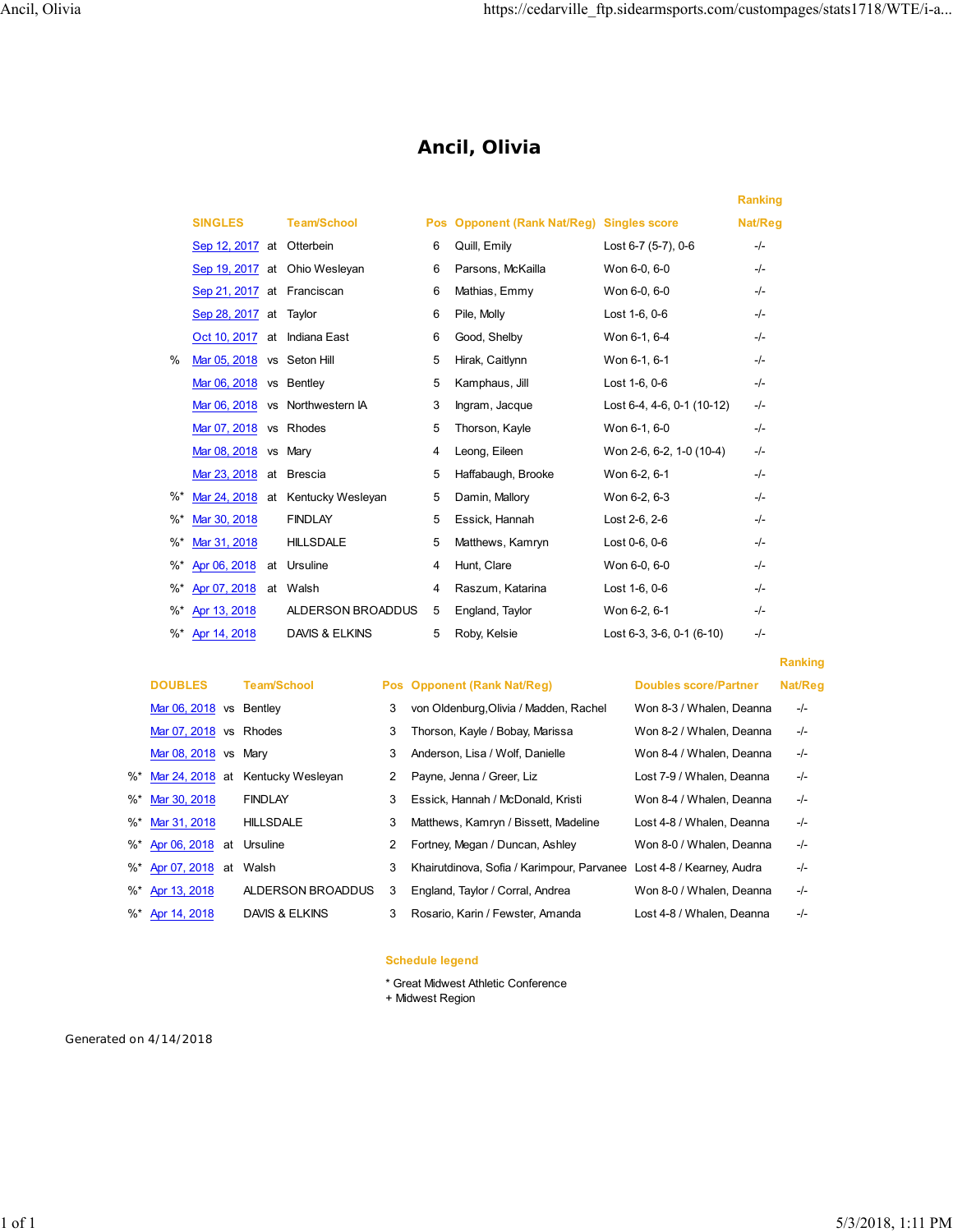# Ancil, Olivia

| | SINGLES | | Team/School | Pos | Opponent (Rank Nat/Reg) | Singles score | Ranking Nat/Reg |
|---|---|---|---|---|---|---|---|
| | Sep 12, 2017 | at | Otterbein | 6 | Quill, Emily | Lost 6-7 (5-7), 0-6 | -/- |
| | Sep 19, 2017 | at | Ohio Wesleyan | 6 | Parsons, McKailla | Won 6-0, 6-0 | -/- |
| | Sep 21, 2017 | at | Franciscan | 6 | Mathias, Emmy | Won 6-0, 6-0 | -/- |
| | Sep 28, 2017 | at | Taylor | 6 | Pile, Molly | Lost 1-6, 0-6 | -/- |
| | Oct 10, 2017 | at | Indiana East | 6 | Good, Shelby | Won 6-1, 6-4 | -/- |
| % | Mar 05, 2018 | vs | Seton Hill | 5 | Hirak, Caitlynn | Won 6-1, 6-1 | -/- |
| | Mar 06, 2018 | vs | Bentley | 5 | Kamphaus, Jill | Lost 1-6, 0-6 | -/- |
| | Mar 06, 2018 | vs | Northwestern IA | 3 | Ingram, Jacque | Lost 6-4, 4-6, 0-1 (10-12) | -/- |
| | Mar 07, 2018 | vs | Rhodes | 5 | Thorson, Kayle | Won 6-1, 6-0 | -/- |
| | Mar 08, 2018 | vs | Mary | 4 | Leong, Eileen | Won 2-6, 6-2, 1-0 (10-4) | -/- |
| | Mar 23, 2018 | at | Brescia | 5 | Haffabaugh, Brooke | Won 6-2, 6-1 | -/- |
| %* | Mar 24, 2018 | at | Kentucky Wesleyan | 5 | Damin, Mallory | Won 6-2, 6-3 | -/- |
| %* | Mar 30, 2018 | | FINDLAY | 5 | Essick, Hannah | Lost 2-6, 2-6 | -/- |
| %* | Mar 31, 2018 | | HILLSDALE | 5 | Matthews, Kamryn | Lost 0-6, 0-6 | -/- |
| %* | Apr 06, 2018 | at | Ursuline | 4 | Hunt, Clare | Won 6-0, 6-0 | -/- |
| %* | Apr 07, 2018 | at | Walsh | 4 | Raszum, Katarina | Lost 1-6, 0-6 | -/- |
| %* | Apr 13, 2018 | | ALDERSON BROADDUS | 5 | England, Taylor | Won 6-2, 6-1 | -/- |
| %* | Apr 14, 2018 | | DAVIS & ELKINS | 5 | Roby, Kelsie | Lost 6-3, 3-6, 0-1 (6-10) | -/- |

| | DOUBLES | | Team/School | Pos | Opponent (Rank Nat/Reg) | Doubles score/Partner | Ranking Nat/Reg |
|---|---|---|---|---|---|---|---|
| | Mar 06, 2018 | vs | Bentley | 3 | von Oldenburg,Olivia / Madden, Rachel | Won 8-3 / Whalen, Deanna | -/- |
| | Mar 07, 2018 | vs | Rhodes | 3 | Thorson, Kayle / Bobay, Marissa | Won 8-2 / Whalen, Deanna | -/- |
| | Mar 08, 2018 | vs | Mary | 3 | Anderson, Lisa / Wolf, Danielle | Won 8-4 / Whalen, Deanna | -/- |
| %* | Mar 24, 2018 | at | Kentucky Wesleyan | 2 | Payne, Jenna / Greer, Liz | Lost 7-9 / Whalen, Deanna | -/- |
| %* | Mar 30, 2018 | | FINDLAY | 3 | Essick, Hannah / McDonald, Kristi | Won 8-4 / Whalen, Deanna | -/- |
| %* | Mar 31, 2018 | | HILLSDALE | 3 | Matthews, Kamryn / Bissett, Madeline | Lost 4-8 / Whalen, Deanna | -/- |
| %* | Apr 06, 2018 | at | Ursuline | 2 | Fortney, Megan / Duncan, Ashley | Won 8-0 / Whalen, Deanna | -/- |
| %* | Apr 07, 2018 | at | Walsh | 3 | Khairutdinova, Sofia / Karimpour, Parvanee | Lost 4-8 / Kearney, Audra | -/- |
| %* | Apr 13, 2018 | | ALDERSON BROADDUS | 3 | England, Taylor / Corral, Andrea | Won 8-0 / Whalen, Deanna | -/- |
| %* | Apr 14, 2018 | | DAVIS & ELKINS | 3 | Rosario, Karin / Fewster, Amanda | Lost 4-8 / Whalen, Deanna | -/- |

**Schedule legend**

* Great Midwest Athletic Conference
+ Midwest Region

Generated on 4/14/2018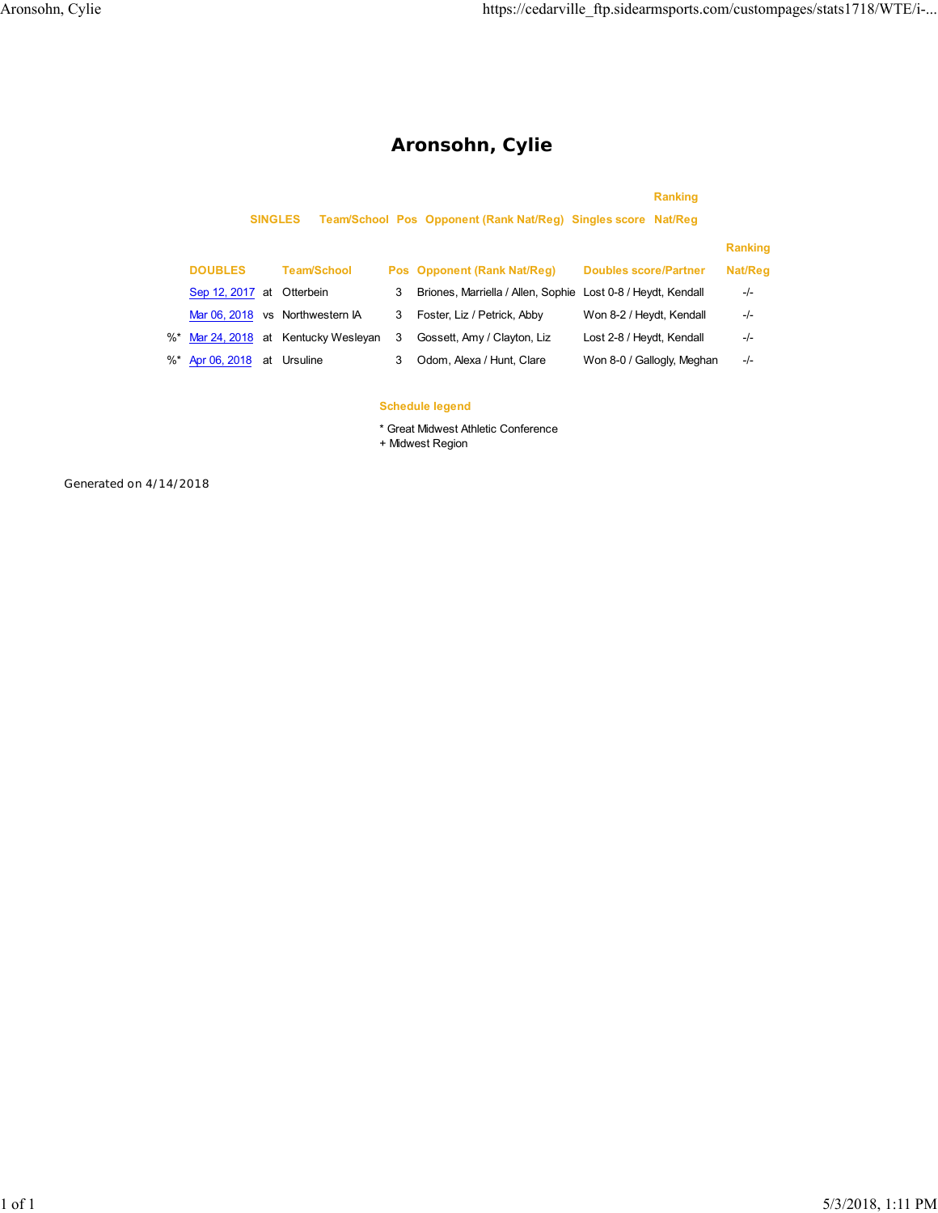# Aronsohn, Cylie

| SINGLES | | Team/School | Pos | Opponent (Rank Nat/Reg) | Singles score | Ranking Nat/Reg |
|---|---|---|---|---|---|---|

| | DOUBLES | | Team/School | Pos | Opponent (Rank Nat/Reg) | Doubles score/Partner | Ranking Nat/Reg |
|---|---|---|---|---|---|---|---|
| | Sep 12, 2017 | at | Otterbein | 3 | Briones, Marriella / Allen, Sophie | Lost 0-8 / Heydt, Kendall | -/- |
| | Mar 06, 2018 | vs | Northwestern IA | 3 | Foster, Liz / Petrick, Abby | Won 8-2 / Heydt, Kendall | -/- |
| %* | Mar 24, 2018 | at | Kentucky Wesleyan | 3 | Gossett, Amy / Clayton, Liz | Lost 2-8 / Heydt, Kendall | -/- |
| %* | Apr 06, 2018 | at | Ursuline | 3 | Odom, Alexa / Hunt, Clare | Won 8-0 / Gallogly, Meghan | -/- |

**Schedule legend**

* Great Midwest Athletic Conference
+ Midwest Region

Generated on 4/14/2018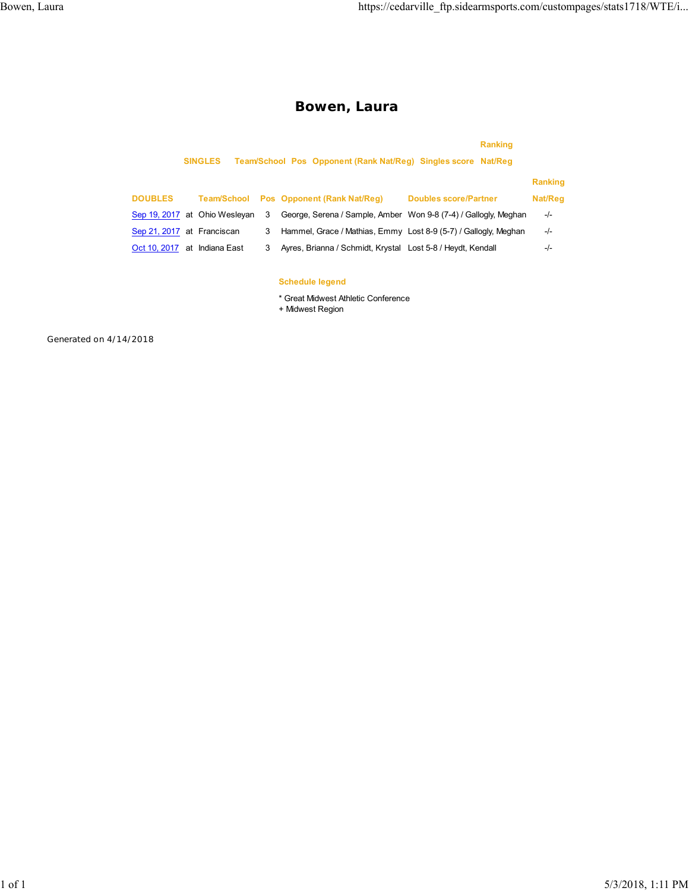# Bowen, Laura

| SINGLES | Team/School | Pos | Opponent (Rank Nat/Reg) | Singles score | Ranking Nat/Reg |
|---|---|---|---|---|---|

| DOUBLES | | Team/School | Pos | Opponent (Rank Nat/Reg) | Doubles score/Partner | Ranking Nat/Reg |
|---|---|---|---|---|---|---|
| Sep 19, 2017 | at | Ohio Wesleyan | 3 | George, Serena / Sample, Amber | Won 9-8 (7-4) / Gallogly, Meghan | -/- |
| Sep 21, 2017 | at | Franciscan | 3 | Hammel, Grace / Mathias, Emmy | Lost 8-9 (5-7) / Gallogly, Meghan | -/- |
| Oct 10, 2017 | at | Indiana East | 3 | Ayres, Brianna / Schmidt, Krystal | Lost 5-8 / Heydt, Kendall | -/- |

**Schedule legend**

* Great Midwest Athletic Conference
+ Midwest Region

Generated on 4/14/2018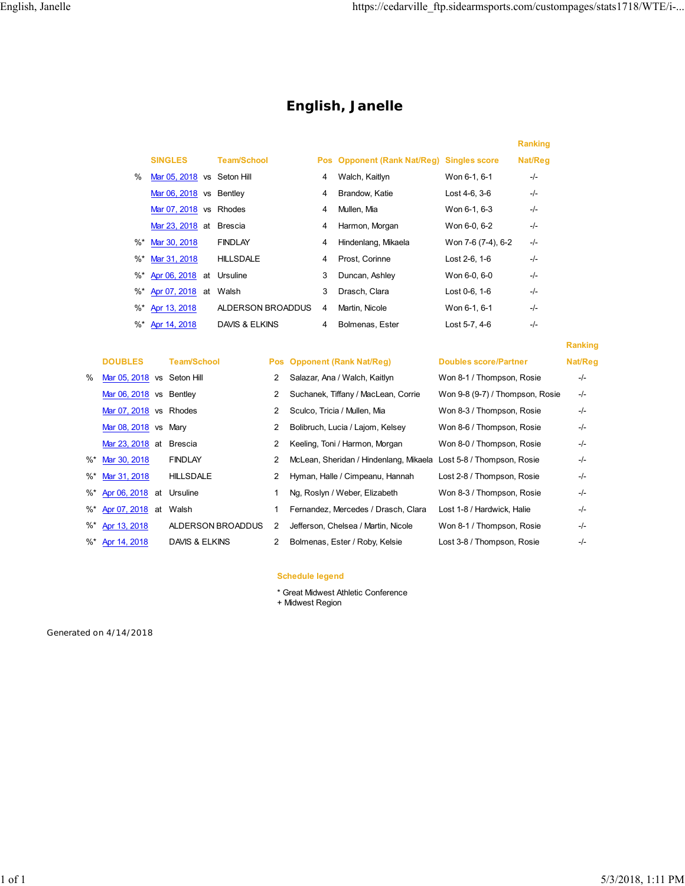# English, Janelle

| | SINGLES | | Team/School | Pos | Opponent (Rank Nat/Reg) | Singles score | Ranking Nat/Reg |
|---|---|---|---|---|---|---|---|
| % | Mar 05, 2018 | vs | Seton Hill | 4 | Walch, Kaitlyn | Won 6-1, 6-1 | -/- |
| | Mar 06, 2018 | vs | Bentley | 4 | Brandow, Katie | Lost 4-6, 3-6 | -/- |
| | Mar 07, 2018 | vs | Rhodes | 4 | Mullen, Mia | Won 6-1, 6-3 | -/- |
| | Mar 23, 2018 | at | Brescia | 4 | Harmon, Morgan | Won 6-0, 6-2 | -/- |
| %* | Mar 30, 2018 | | FINDLAY | 4 | Hindenlang, Mikaela | Won 7-6 (7-4), 6-2 | -/- |
| %* | Mar 31, 2018 | | HILLSDALE | 4 | Prost, Corinne | Lost 2-6, 1-6 | -/- |
| %* | Apr 06, 2018 | at | Ursuline | 3 | Duncan, Ashley | Won 6-0, 6-0 | -/- |
| %* | Apr 07, 2018 | at | Walsh | 3 | Drasch, Clara | Lost 0-6, 1-6 | -/- |
| %* | Apr 13, 2018 | | ALDERSON BROADDUS | 4 | Martin, Nicole | Won 6-1, 6-1 | -/- |
| %* | Apr 14, 2018 | | DAVIS & ELKINS | 4 | Bolmenas, Ester | Lost 5-7, 4-6 | -/- |

| | DOUBLES | | Team/School | Pos | Opponent (Rank Nat/Reg) | Doubles score/Partner | Ranking Nat/Reg |
|---|---|---|---|---|---|---|---|
| % | Mar 05, 2018 | vs | Seton Hill | 2 | Salazar, Ana / Walch, Kaitlyn | Won 8-1 / Thompson, Rosie | -/- |
| | Mar 06, 2018 | vs | Bentley | 2 | Suchanek, Tiffany / MacLean, Corrie | Won 9-8 (9-7) / Thompson, Rosie | -/- |
| | Mar 07, 2018 | vs | Rhodes | 2 | Sculco, Tricia / Mullen, Mia | Won 8-3 / Thompson, Rosie | -/- |
| | Mar 08, 2018 | vs | Mary | 2 | Bolibruch, Lucia / Lajom, Kelsey | Won 8-6 / Thompson, Rosie | -/- |
| | Mar 23, 2018 | at | Brescia | 2 | Keeling, Toni / Harmon, Morgan | Won 8-0 / Thompson, Rosie | -/- |
| %* | Mar 30, 2018 | | FINDLAY | 2 | McLean, Sheridan / Hindenlang, Mikaela | Lost 5-8 / Thompson, Rosie | -/- |
| %* | Mar 31, 2018 | | HILLSDALE | 2 | Hyman, Halle / Cimpeanu, Hannah | Lost 2-8 / Thompson, Rosie | -/- |
| %* | Apr 06, 2018 | at | Ursuline | 1 | Ng, Roslyn / Weber, Elizabeth | Won 8-3 / Thompson, Rosie | -/- |
| %* | Apr 07, 2018 | at | Walsh | 1 | Fernandez, Mercedes / Drasch, Clara | Lost 1-8 / Hardwick, Halie | -/- |
| %* | Apr 13, 2018 | | ALDERSON BROADDUS | 2 | Jefferson, Chelsea / Martin, Nicole | Won 8-1 / Thompson, Rosie | -/- |
| %* | Apr 14, 2018 | | DAVIS & ELKINS | 2 | Bolmenas, Ester / Roby, Kelsie | Lost 3-8 / Thompson, Rosie | -/- |

**Schedule legend**

* Great Midwest Athletic Conference
+ Midwest Region

Generated on 4/14/2018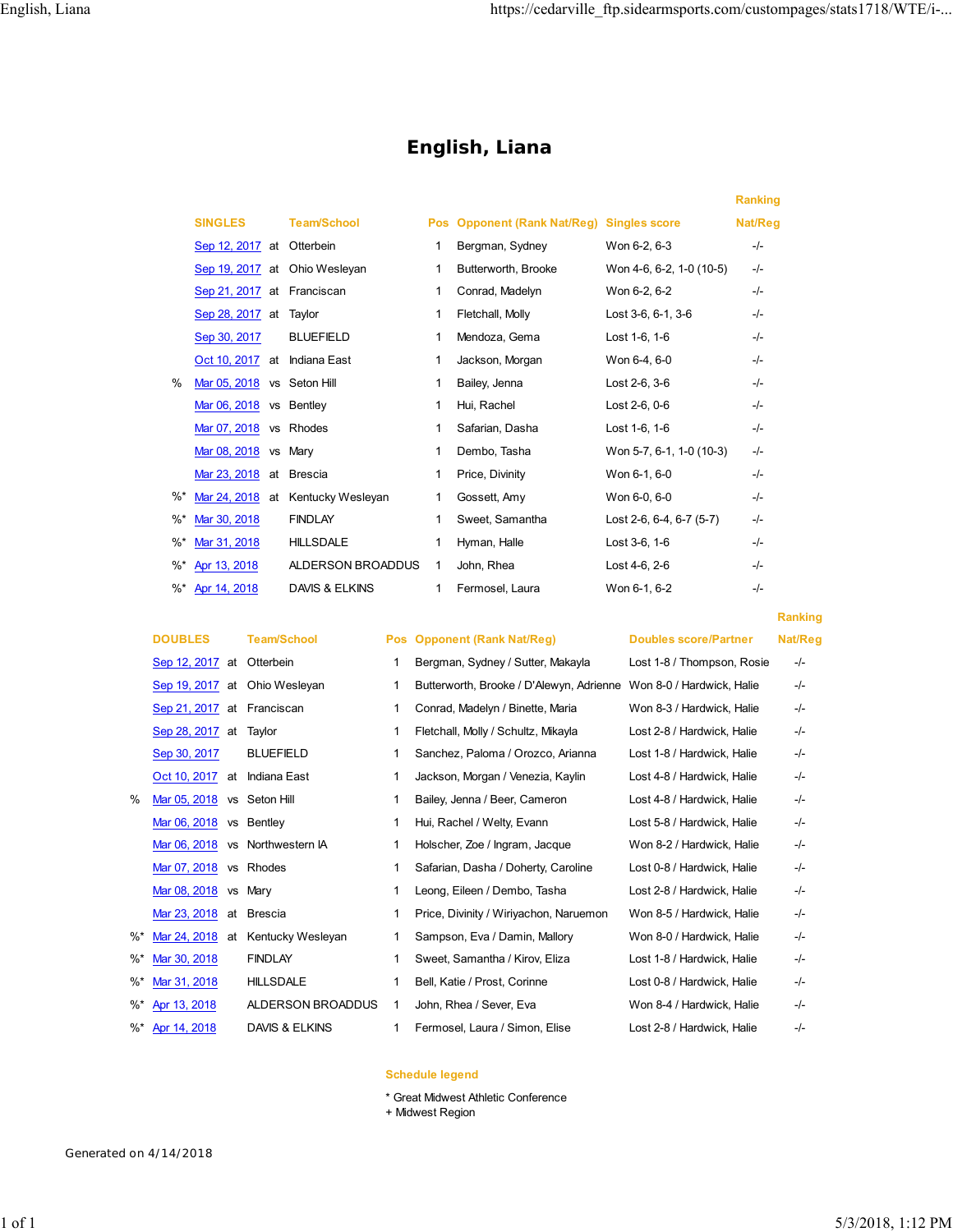# English, Liana

| | SINGLES | | Team/School | Pos | Opponent (Rank Nat/Reg) | Singles score | Ranking Nat/Reg |
|---|---|---|---|---|---|---|---|
| | Sep 12, 2017 | at | Otterbein | 1 | Bergman, Sydney | Won 6-2, 6-3 | -/- |
| | Sep 19, 2017 | at | Ohio Wesleyan | 1 | Butterworth, Brooke | Won 4-6, 6-2, 1-0 (10-5) | -/- |
| | Sep 21, 2017 | at | Franciscan | 1 | Conrad, Madelyn | Won 6-2, 6-2 | -/- |
| | Sep 28, 2017 | at | Taylor | 1 | Fletchall, Molly | Lost 3-6, 6-1, 3-6 | -/- |
| | Sep 30, 2017 | | BLUEFIELD | 1 | Mendoza, Gema | Lost 1-6, 1-6 | -/- |
| | Oct 10, 2017 | at | Indiana East | 1 | Jackson, Morgan | Won 6-4, 6-0 | -/- |
| % | Mar 05, 2018 | vs | Seton Hill | 1 | Bailey, Jenna | Lost 2-6, 3-6 | -/- |
| | Mar 06, 2018 | vs | Bentley | 1 | Hui, Rachel | Lost 2-6, 0-6 | -/- |
| | Mar 07, 2018 | vs | Rhodes | 1 | Safarian, Dasha | Lost 1-6, 1-6 | -/- |
| | Mar 08, 2018 | vs | Mary | 1 | Dembo, Tasha | Won 5-7, 6-1, 1-0 (10-3) | -/- |
| | Mar 23, 2018 | at | Brescia | 1 | Price, Divinity | Won 6-1, 6-0 | -/- |
| %* | Mar 24, 2018 | at | Kentucky Wesleyan | 1 | Gossett, Amy | Won 6-0, 6-0 | -/- |
| %* | Mar 30, 2018 | | FINDLAY | 1 | Sweet, Samantha | Lost 2-6, 6-4, 6-7 (5-7) | -/- |
| %* | Mar 31, 2018 | | HILLSDALE | 1 | Hyman, Halle | Lost 3-6, 1-6 | -/- |
| %* | Apr 13, 2018 | | ALDERSON BROADDUS | 1 | John, Rhea | Lost 4-6, 2-6 | -/- |
| %* | Apr 14, 2018 | | DAVIS & ELKINS | 1 | Fermosel, Laura | Won 6-1, 6-2 | -/- |

| | DOUBLES | | Team/School | Pos | Opponent (Rank Nat/Reg) | Doubles score/Partner | Ranking Nat/Reg |
|---|---|---|---|---|---|---|---|
| | Sep 12, 2017 | at | Otterbein | 1 | Bergman, Sydney / Sutter, Makayla | Lost 1-8 / Thompson, Rosie | -/- |
| | Sep 19, 2017 | at | Ohio Wesleyan | 1 | Butterworth, Brooke / D'Alewyn, Adrienne | Won 8-0 / Hardwick, Halie | -/- |
| | Sep 21, 2017 | at | Franciscan | 1 | Conrad, Madelyn / Binette, Maria | Won 8-3 / Hardwick, Halie | -/- |
| | Sep 28, 2017 | at | Taylor | 1 | Fletchall, Molly / Schultz, Mikayla | Lost 2-8 / Hardwick, Halie | -/- |
| | Sep 30, 2017 | | BLUEFIELD | 1 | Sanchez, Paloma / Orozco, Arianna | Lost 1-8 / Hardwick, Halie | -/- |
| | Oct 10, 2017 | at | Indiana East | 1 | Jackson, Morgan / Venezia, Kaylin | Lost 4-8 / Hardwick, Halie | -/- |
| % | Mar 05, 2018 | vs | Seton Hill | 1 | Bailey, Jenna / Beer, Cameron | Lost 4-8 / Hardwick, Halie | -/- |
| | Mar 06, 2018 | vs | Bentley | 1 | Hui, Rachel / Welty, Evann | Lost 5-8 / Hardwick, Halie | -/- |
| | Mar 06, 2018 | vs | Northwestern IA | 1 | Holscher, Zoe / Ingram, Jacque | Won 8-2 / Hardwick, Halie | -/- |
| | Mar 07, 2018 | vs | Rhodes | 1 | Safarian, Dasha / Doherty, Caroline | Lost 0-8 / Hardwick, Halie | -/- |
| | Mar 08, 2018 | vs | Mary | 1 | Leong, Eileen / Dembo, Tasha | Lost 2-8 / Hardwick, Halie | -/- |
| | Mar 23, 2018 | at | Brescia | 1 | Price, Divinity / Wiriyachon, Naruemon | Won 8-5 / Hardwick, Halie | -/- |
| %* | Mar 24, 2018 | at | Kentucky Wesleyan | 1 | Sampson, Eva / Damin, Mallory | Won 8-0 / Hardwick, Halie | -/- |
| %* | Mar 30, 2018 | | FINDLAY | 1 | Sweet, Samantha / Kirov, Eliza | Lost 1-8 / Hardwick, Halie | -/- |
| %* | Mar 31, 2018 | | HILLSDALE | 1 | Bell, Katie / Prost, Corinne | Lost 0-8 / Hardwick, Halie | -/- |
| %* | Apr 13, 2018 | | ALDERSON BROADDUS | 1 | John, Rhea / Sever, Eva | Won 8-4 / Hardwick, Halie | -/- |
| %* | Apr 14, 2018 | | DAVIS & ELKINS | 1 | Fermosel, Laura / Simon, Elise | Lost 2-8 / Hardwick, Halie | -/- |

**Schedule legend**

* Great Midwest Athletic Conference
+ Midwest Region

Generated on 4/14/2018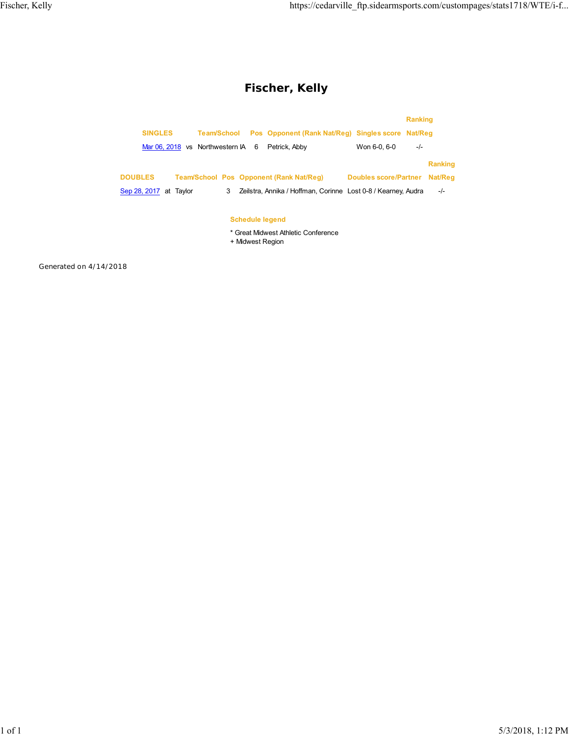# Fischer, Kelly

| SINGLES | | Team/School | Pos | Opponent (Rank Nat/Reg) | Singles score | Ranking Nat/Reg |
|---|---|---|---|---|---|---|
| Mar 06, 2018 | vs | Northwestern IA | 6 | Petrick, Abby | Won 6-0, 6-0 | -/- |

| DOUBLES | | Team/School | Pos | Opponent (Rank Nat/Reg) | Doubles score/Partner | Ranking Nat/Reg |
|---|---|---|---|---|---|---|
| Sep 28, 2017 | at | Taylor | 3 | Zeilstra, Annika / Hoffman, Corinne | Lost 0-8 / Kearney, Audra | -/- |

**Schedule legend**

* Great Midwest Athletic Conference
+ Midwest Region

Generated on 4/14/2018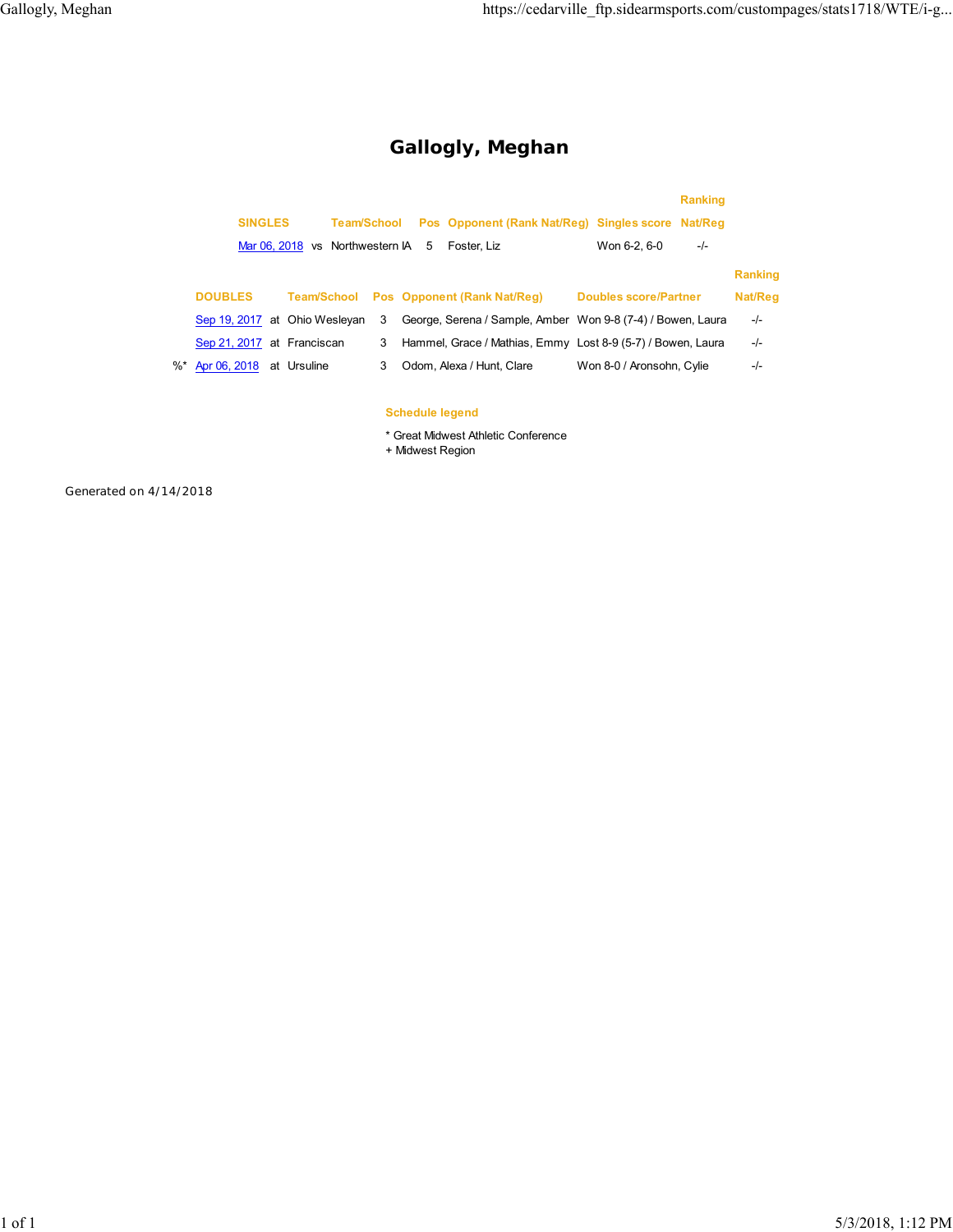# Gallogly, Meghan

| SINGLES | | Team/School | Pos | Opponent (Rank Nat/Reg) | Singles score | Ranking Nat/Reg |
|---|---|---|---|---|---|---|
| Mar 06, 2018 | vs | Northwestern IA | 5 | Foster, Liz | Won 6-2, 6-0 | -/- |

| | DOUBLES | | Team/School | Pos | Opponent (Rank Nat/Reg) | Doubles score/Partner | Ranking Nat/Reg |
|---|---|---|---|---|---|---|---|
| | Sep 19, 2017 | at | Ohio Wesleyan | 3 | George, Serena / Sample, Amber | Won 9-8 (7-4) / Bowen, Laura | -/- |
| | Sep 21, 2017 | at | Franciscan | 3 | Hammel, Grace / Mathias, Emmy | Lost 8-9 (5-7) / Bowen, Laura | -/- |
| %* | Apr 06, 2018 | at | Ursuline | 3 | Odom, Alexa / Hunt, Clare | Won 8-0 / Aronsohn, Cylie | -/- |

**Schedule legend**

* Great Midwest Athletic Conference
+ Midwest Region

Generated on 4/14/2018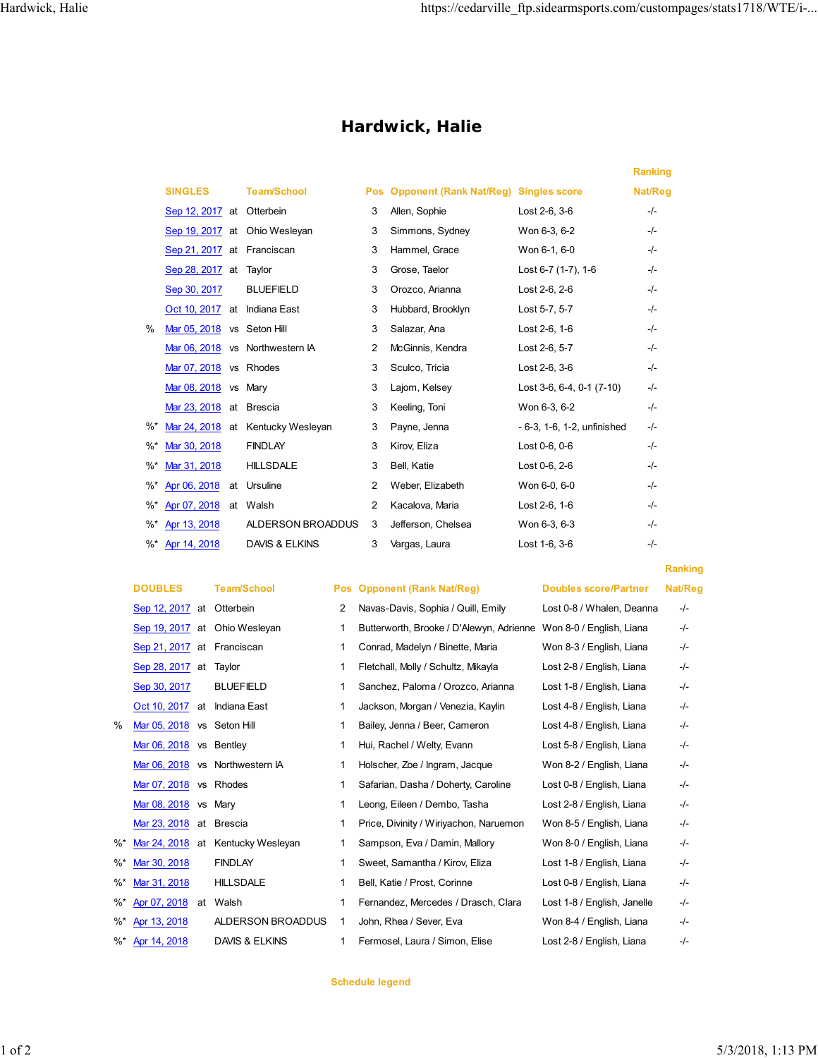# Hardwick, Halie

| | SINGLES | | Team/School | Pos | Opponent (Rank Nat/Reg) | Singles score | Ranking Nat/Reg |
|---|---|---|---|---|---|---|---|
| | Sep 12, 2017 | at | Otterbein | 3 | Allen, Sophie | Lost 2-6, 3-6 | -/- |
| | Sep 19, 2017 | at | Ohio Wesleyan | 3 | Simmons, Sydney | Won 6-3, 6-2 | -/- |
| | Sep 21, 2017 | at | Franciscan | 3 | Hammel, Grace | Won 6-1, 6-0 | -/- |
| | Sep 28, 2017 | at | Taylor | 3 | Grose, Taelor | Lost 6-7 (1-7), 1-6 | -/- |
| | Sep 30, 2017 | | BLUEFIELD | 3 | Orozco, Arianna | Lost 2-6, 2-6 | -/- |
| | Oct 10, 2017 | at | Indiana East | 3 | Hubbard, Brooklyn | Lost 5-7, 5-7 | -/- |
| % | Mar 05, 2018 | vs | Seton Hill | 3 | Salazar, Ana | Lost 2-6, 1-6 | -/- |
| | Mar 06, 2018 | vs | Northwestern IA | 2 | McGinnis, Kendra | Lost 2-6, 5-7 | -/- |
| | Mar 07, 2018 | vs | Rhodes | 3 | Sculco, Tricia | Lost 2-6, 3-6 | -/- |
| | Mar 08, 2018 | vs | Mary | 3 | Lajom, Kelsey | Lost 3-6, 6-4, 0-1 (7-10) | -/- |
| | Mar 23, 2018 | at | Brescia | 3 | Keeling, Toni | Won 6-3, 6-2 | -/- |
| %* | Mar 24, 2018 | at | Kentucky Wesleyan | 3 | Payne, Jenna | - 6-3, 1-6, 1-2, unfinished | -/- |
| %* | Mar 30, 2018 | | FINDLAY | 3 | Kirov, Eliza | Lost 0-6, 0-6 | -/- |
| %* | Mar 31, 2018 | | HILLSDALE | 3 | Bell, Katie | Lost 0-6, 2-6 | -/- |
| %* | Apr 06, 2018 | at | Ursuline | 2 | Weber, Elizabeth | Won 6-0, 6-0 | -/- |
| %* | Apr 07, 2018 | at | Walsh | 2 | Kacalova, Maria | Lost 2-6, 1-6 | -/- |
| %* | Apr 13, 2018 | | ALDERSON BROADDUS | 3 | Jefferson, Chelsea | Won 6-3, 6-3 | -/- |
| %* | Apr 14, 2018 | | DAVIS & ELKINS | 3 | Vargas, Laura | Lost 1-6, 3-6 | -/- |

| | DOUBLES | | Team/School | Pos | Opponent (Rank Nat/Reg) | Doubles score/Partner | Ranking Nat/Reg |
|---|---|---|---|---|---|---|---|
| | Sep 12, 2017 | at | Otterbein | 2 | Navas-Davis, Sophia / Quill, Emily | Lost 0-8 / Whalen, Deanna | -/- |
| | Sep 19, 2017 | at | Ohio Wesleyan | 1 | Butterworth, Brooke / D'Alewyn, Adrienne | Won 8-0 / English, Liana | -/- |
| | Sep 21, 2017 | at | Franciscan | 1 | Conrad, Madelyn / Binette, Maria | Won 8-3 / English, Liana | -/- |
| | Sep 28, 2017 | at | Taylor | 1 | Fletchall, Molly / Schultz, Mikayla | Lost 2-8 / English, Liana | -/- |
| | Sep 30, 2017 | | BLUEFIELD | 1 | Sanchez, Paloma / Orozco, Arianna | Lost 1-8 / English, Liana | -/- |
| | Oct 10, 2017 | at | Indiana East | 1 | Jackson, Morgan / Venezia, Kaylin | Lost 4-8 / English, Liana | -/- |
| % | Mar 05, 2018 | vs | Seton Hill | 1 | Bailey, Jenna / Beer, Cameron | Lost 4-8 / English, Liana | -/- |
| | Mar 06, 2018 | vs | Bentley | 1 | Hui, Rachel / Welty, Evann | Lost 5-8 / English, Liana | -/- |
| | Mar 06, 2018 | vs | Northwestern IA | 1 | Holscher, Zoe / Ingram, Jacque | Won 8-2 / English, Liana | -/- |
| | Mar 07, 2018 | vs | Rhodes | 1 | Safarian, Dasha / Doherty, Caroline | Lost 0-8 / English, Liana | -/- |
| | Mar 08, 2018 | vs | Mary | 1 | Leong, Eileen / Dembo, Tasha | Lost 2-8 / English, Liana | -/- |
| | Mar 23, 2018 | at | Brescia | 1 | Price, Divinity / Wiriyachon, Naruemon | Won 8-5 / English, Liana | -/- |
| %* | Mar 24, 2018 | at | Kentucky Wesleyan | 1 | Sampson, Eva / Damin, Mallory | Won 8-0 / English, Liana | -/- |
| %* | Mar 30, 2018 | | FINDLAY | 1 | Sweet, Samantha / Kirov, Eliza | Lost 1-8 / English, Liana | -/- |
| %* | Mar 31, 2018 | | HILLSDALE | 1 | Bell, Katie / Prost, Corinne | Lost 0-8 / English, Liana | -/- |
| %* | Apr 07, 2018 | at | Walsh | 1 | Fernandez, Mercedes / Drasch, Clara | Lost 1-8 / English, Janelle | -/- |
| %* | Apr 13, 2018 | | ALDERSON BROADDUS | 1 | John, Rhea / Sever, Eva | Won 8-4 / English, Liana | -/- |
| %* | Apr 14, 2018 | | DAVIS & ELKINS | 1 | Fermosel, Laura / Simon, Elise | Lost 2-8 / English, Liana | -/- |

Schedule legend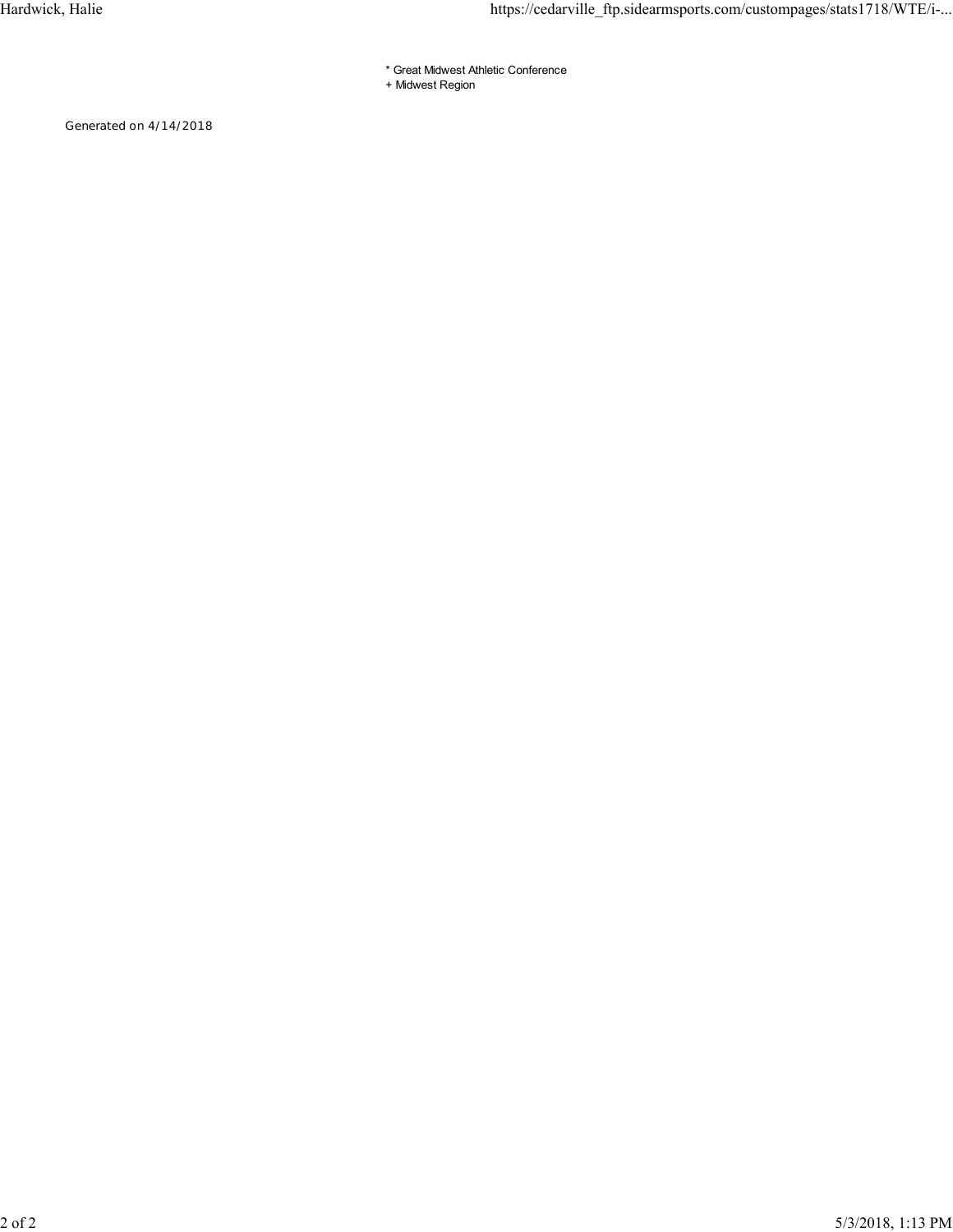* Great Midwest Athletic Conference
+ Midwest Region

Generated on 4/14/2018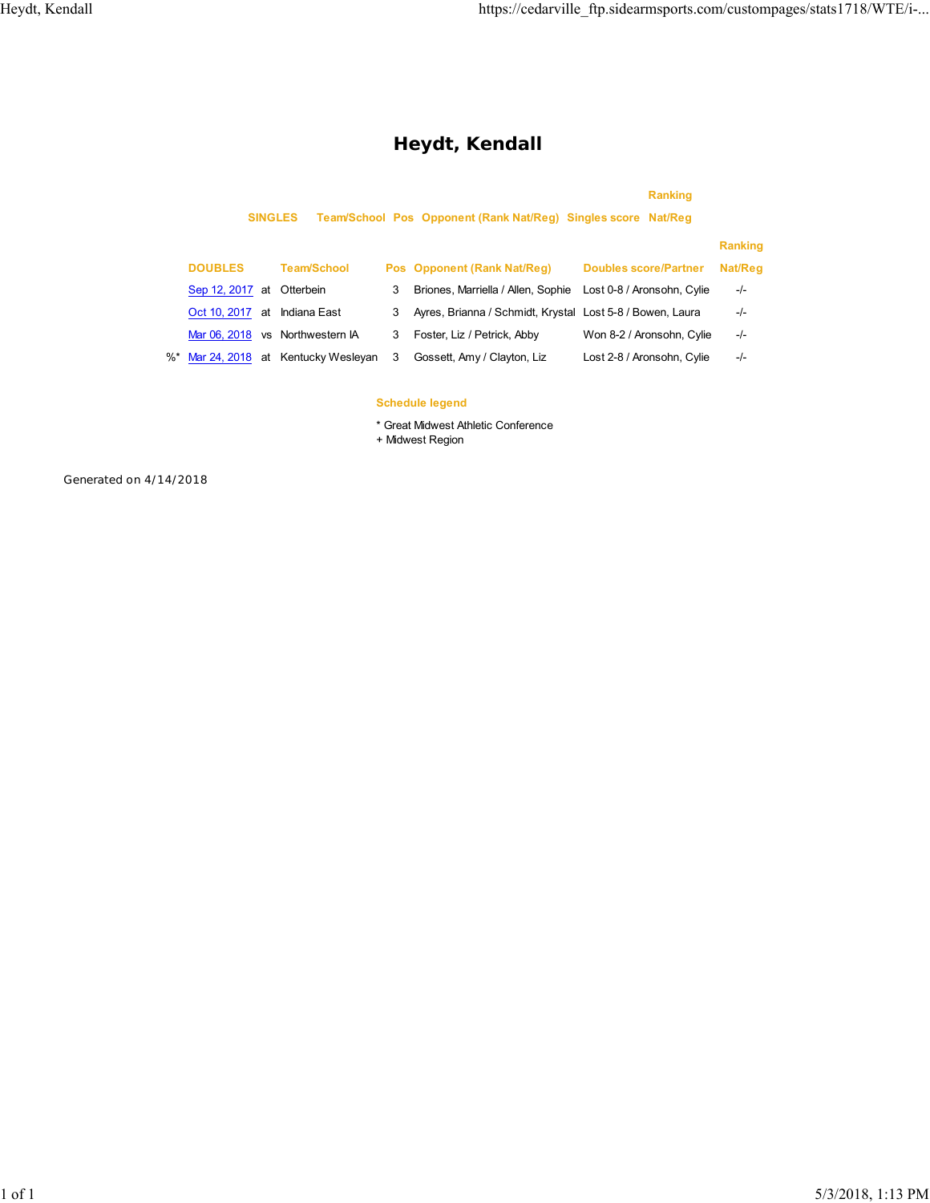# Heydt, Kendall

| SINGLES | | Team/School | Pos | Opponent (Rank Nat/Reg) | Singles score | Ranking Nat/Reg |
|---|---|---|---|---|---|---|

| | DOUBLES | | Team/School | Pos | Opponent (Rank Nat/Reg) | Doubles score/Partner | Ranking Nat/Reg |
|---|---|---|---|---|---|---|---|
| | Sep 12, 2017 | at | Otterbein | 3 | Briones, Marriella / Allen, Sophie | Lost 0-8 / Aronsohn, Cylie | -/- |
| | Oct 10, 2017 | at | Indiana East | 3 | Ayres, Brianna / Schmidt, Krystal | Lost 5-8 / Bowen, Laura | -/- |
| | Mar 06, 2018 | vs | Northwestern IA | 3 | Foster, Liz / Petrick, Abby | Won 8-2 / Aronsohn, Cylie | -/- |
| %* | Mar 24, 2018 | at | Kentucky Wesleyan | 3 | Gossett, Amy / Clayton, Liz | Lost 2-8 / Aronsohn, Cylie | -/- |

**Schedule legend**

* Great Midwest Athletic Conference
+ Midwest Region

Generated on 4/14/2018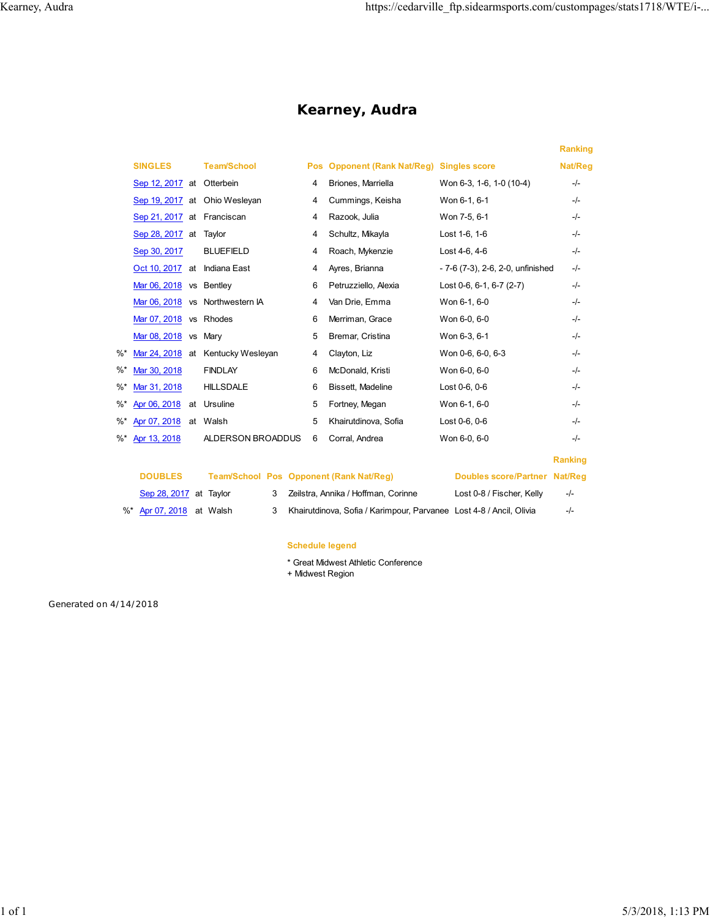# Kearney, Audra

| | SINGLES | | Team/School | Pos | Opponent (Rank Nat/Reg) | Singles score | Ranking Nat/Reg |
|---|---|---|---|---|---|---|---|
| | Sep 12, 2017 | at | Otterbein | 4 | Briones, Marriella | Won 6-3, 1-6, 1-0 (10-4) | -/- |
| | Sep 19, 2017 | at | Ohio Wesleyan | 4 | Cummings, Keisha | Won 6-1, 6-1 | -/- |
| | Sep 21, 2017 | at | Franciscan | 4 | Razook, Julia | Won 7-5, 6-1 | -/- |
| | Sep 28, 2017 | at | Taylor | 4 | Schultz, Mikayla | Lost 1-6, 1-6 | -/- |
| | Sep 30, 2017 | | BLUEFIELD | 4 | Roach, Mykenzie | Lost 4-6, 4-6 | -/- |
| | Oct 10, 2017 | at | Indiana East | 4 | Ayres, Brianna | - 7-6 (7-3), 2-6, 2-0, unfinished | -/- |
| | Mar 06, 2018 | vs | Bentley | 6 | Petruzziello, Alexia | Lost 0-6, 6-1, 6-7 (2-7) | -/- |
| | Mar 06, 2018 | vs | Northwestern IA | 4 | Van Drie, Emma | Won 6-1, 6-0 | -/- |
| | Mar 07, 2018 | vs | Rhodes | 6 | Merriman, Grace | Won 6-0, 6-0 | -/- |
| | Mar 08, 2018 | vs | Mary | 5 | Bremar, Cristina | Won 6-3, 6-1 | -/- |
| %* | Mar 24, 2018 | at | Kentucky Wesleyan | 4 | Clayton, Liz | Won 0-6, 6-0, 6-3 | -/- |
| %* | Mar 30, 2018 | | FINDLAY | 6 | McDonald, Kristi | Won 6-0, 6-0 | -/- |
| %* | Mar 31, 2018 | | HILLSDALE | 6 | Bissett, Madeline | Lost 0-6, 0-6 | -/- |
| %* | Apr 06, 2018 | at | Ursuline | 5 | Fortney, Megan | Won 6-1, 6-0 | -/- |
| %* | Apr 07, 2018 | at | Walsh | 5 | Khairutdinova, Sofia | Lost 0-6, 0-6 | -/- |
| %* | Apr 13, 2018 | | ALDERSON BROADDUS | 6 | Corral, Andrea | Won 6-0, 6-0 | -/- |

| | DOUBLES | | Team/School | Pos | Opponent (Rank Nat/Reg) | Doubles score/Partner | Ranking Nat/Reg |
|---|---|---|---|---|---|---|---|
| | Sep 28, 2017 | at | Taylor | 3 | Zeilstra, Annika / Hoffman, Corinne | Lost 0-8 / Fischer, Kelly | -/- |
| %* | Apr 07, 2018 | at | Walsh | 3 | Khairutdinova, Sofia / Karimpour, Parvanee | Lost 4-8 / Ancil, Olivia | -/- |

**Schedule legend**

* Great Midwest Athletic Conference
+ Midwest Region

Generated on 4/14/2018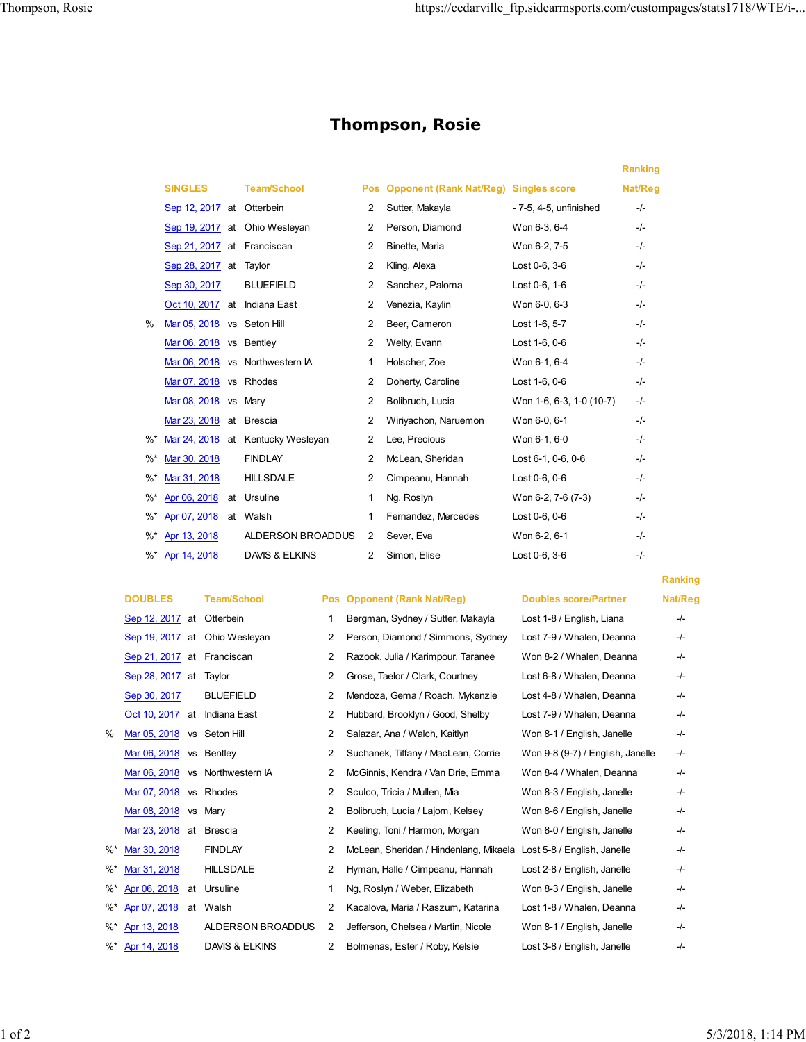# Thompson, Rosie

| | SINGLES | | Team/School | Pos | Opponent (Rank Nat/Reg) | Singles score | Ranking Nat/Reg |
|---|---|---|---|---|---|---|---|
| | Sep 12, 2017 | at | Otterbein | 2 | Sutter, Makayla | - 7-5, 4-5, unfinished | -/- |
| | Sep 19, 2017 | at | Ohio Wesleyan | 2 | Person, Diamond | Won 6-3, 6-4 | -/- |
| | Sep 21, 2017 | at | Franciscan | 2 | Binette, Maria | Won 6-2, 7-5 | -/- |
| | Sep 28, 2017 | at | Taylor | 2 | Kling, Alexa | Lost 0-6, 3-6 | -/- |
| | Sep 30, 2017 | | BLUEFIELD | 2 | Sanchez, Paloma | Lost 0-6, 1-6 | -/- |
| | Oct 10, 2017 | at | Indiana East | 2 | Venezia, Kaylin | Won 6-0, 6-3 | -/- |
| % | Mar 05, 2018 | vs | Seton Hill | 2 | Beer, Cameron | Lost 1-6, 5-7 | -/- |
| | Mar 06, 2018 | vs | Bentley | 2 | Welty, Evann | Lost 1-6, 0-6 | -/- |
| | Mar 06, 2018 | vs | Northwestern IA | 1 | Holscher, Zoe | Won 6-1, 6-4 | -/- |
| | Mar 07, 2018 | vs | Rhodes | 2 | Doherty, Caroline | Lost 1-6, 0-6 | -/- |
| | Mar 08, 2018 | vs | Mary | 2 | Bolibruch, Lucia | Won 1-6, 6-3, 1-0 (10-7) | -/- |
| | Mar 23, 2018 | at | Brescia | 2 | Wiriyachon, Naruemon | Won 6-0, 6-1 | -/- |
| %* | Mar 24, 2018 | at | Kentucky Wesleyan | 2 | Lee, Precious | Won 6-1, 6-0 | -/- |
| %* | Mar 30, 2018 | | FINDLAY | 2 | McLean, Sheridan | Lost 6-1, 0-6, 0-6 | -/- |
| %* | Mar 31, 2018 | | HILLSDALE | 2 | Cimpeanu, Hannah | Lost 0-6, 0-6 | -/- |
| %* | Apr 06, 2018 | at | Ursuline | 1 | Ng, Roslyn | Won 6-2, 7-6 (7-3) | -/- |
| %* | Apr 07, 2018 | at | Walsh | 1 | Fernandez, Mercedes | Lost 0-6, 0-6 | -/- |
| %* | Apr 13, 2018 | | ALDERSON BROADDUS | 2 | Sever, Eva | Won 6-2, 6-1 | -/- |
| %* | Apr 14, 2018 | | DAVIS & ELKINS | 2 | Simon, Elise | Lost 0-6, 3-6 | -/- |

| | DOUBLES | | Team/School | Pos | Opponent (Rank Nat/Reg) | Doubles score/Partner | Ranking Nat/Reg |
|---|---|---|---|---|---|---|---|
| | Sep 12, 2017 | at | Otterbein | 1 | Bergman, Sydney / Sutter, Makayla | Lost 1-8 / English, Liana | -/- |
| | Sep 19, 2017 | at | Ohio Wesleyan | 2 | Person, Diamond / Simmons, Sydney | Lost 7-9 / Whalen, Deanna | -/- |
| | Sep 21, 2017 | at | Franciscan | 2 | Razook, Julia / Karimpour, Taranee | Won 8-2 / Whalen, Deanna | -/- |
| | Sep 28, 2017 | at | Taylor | 2 | Grose, Taelor / Clark, Courtney | Lost 6-8 / Whalen, Deanna | -/- |
| | Sep 30, 2017 | | BLUEFIELD | 2 | Mendoza, Gema / Roach, Mykenzie | Lost 4-8 / Whalen, Deanna | -/- |
| | Oct 10, 2017 | at | Indiana East | 2 | Hubbard, Brooklyn / Good, Shelby | Lost 7-9 / Whalen, Deanna | -/- |
| % | Mar 05, 2018 | vs | Seton Hill | 2 | Salazar, Ana / Walch, Kaitlyn | Won 8-1 / English, Janelle | -/- |
| | Mar 06, 2018 | vs | Bentley | 2 | Suchanek, Tiffany / MacLean, Corrie | Won 9-8 (9-7) / English, Janelle | -/- |
| | Mar 06, 2018 | vs | Northwestern IA | 2 | McGinnis, Kendra / Van Drie, Emma | Won 8-4 / Whalen, Deanna | -/- |
| | Mar 07, 2018 | vs | Rhodes | 2 | Sculco, Tricia / Mullen, Mia | Won 8-3 / English, Janelle | -/- |
| | Mar 08, 2018 | vs | Mary | 2 | Bolibruch, Lucia / Lajom, Kelsey | Won 8-6 / English, Janelle | -/- |
| | Mar 23, 2018 | at | Brescia | 2 | Keeling, Toni / Harmon, Morgan | Won 8-0 / English, Janelle | -/- |
| %* | Mar 30, 2018 | | FINDLAY | 2 | McLean, Sheridan / Hindenlang, Mikaela | Lost 5-8 / English, Janelle | -/- |
| %* | Mar 31, 2018 | | HILLSDALE | 2 | Hyman, Halle / Cimpeanu, Hannah | Lost 2-8 / English, Janelle | -/- |
| %* | Apr 06, 2018 | at | Ursuline | 1 | Ng, Roslyn / Weber, Elizabeth | Won 8-3 / English, Janelle | -/- |
| %* | Apr 07, 2018 | at | Walsh | 2 | Kacalova, Maria / Raszum, Katarina | Lost 1-8 / Whalen, Deanna | -/- |
| %* | Apr 13, 2018 | | ALDERSON BROADDUS | 2 | Jefferson, Chelsea / Martin, Nicole | Won 8-1 / English, Janelle | -/- |
| %* | Apr 14, 2018 | | DAVIS & ELKINS | 2 | Bolmenas, Ester / Roby, Kelsie | Lost 3-8 / English, Janelle | -/- |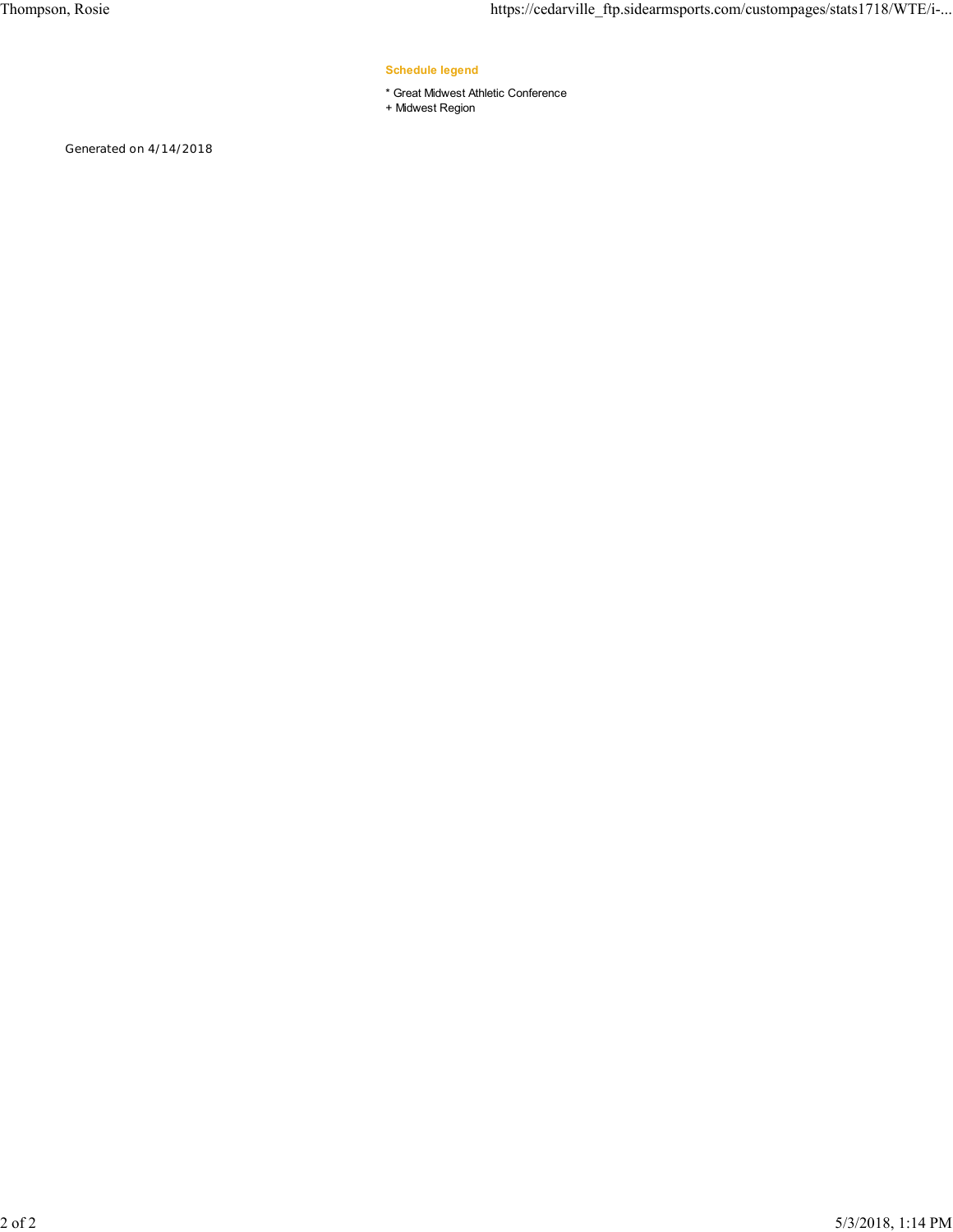**Schedule legend**

* Great Midwest Athletic Conference
+ Midwest Region

Generated on 4/14/2018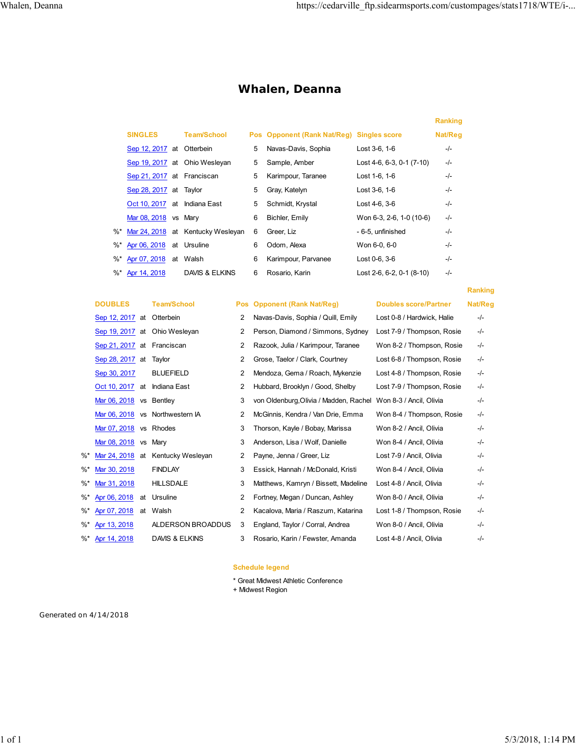# Whalen, Deanna

| | SINGLES | | Team/School | Pos | Opponent (Rank Nat/Reg) | Singles score | Ranking Nat/Reg |
|---|---|---|---|---|---|---|---|
| | Sep 12, 2017 | at | Otterbein | 5 | Navas-Davis, Sophia | Lost 3-6, 1-6 | -/- |
| | Sep 19, 2017 | at | Ohio Wesleyan | 5 | Sample, Amber | Lost 4-6, 6-3, 0-1 (7-10) | -/- |
| | Sep 21, 2017 | at | Franciscan | 5 | Karimpour, Taranee | Lost 1-6, 1-6 | -/- |
| | Sep 28, 2017 | at | Taylor | 5 | Gray, Katelyn | Lost 3-6, 1-6 | -/- |
| | Oct 10, 2017 | at | Indiana East | 5 | Schmidt, Krystal | Lost 4-6, 3-6 | -/- |
| | Mar 08, 2018 | vs | Mary | 6 | Bichler, Emily | Won 6-3, 2-6, 1-0 (10-6) | -/- |
| %* | Mar 24, 2018 | at | Kentucky Wesleyan | 6 | Greer, Liz | - 6-5, unfinished | -/- |
| %* | Apr 06, 2018 | at | Ursuline | 6 | Odom, Alexa | Won 6-0, 6-0 | -/- |
| %* | Apr 07, 2018 | at | Walsh | 6 | Karimpour, Parvanee | Lost 0-6, 3-6 | -/- |
| %* | Apr 14, 2018 | | DAVIS & ELKINS | 6 | Rosario, Karin | Lost 2-6, 6-2, 0-1 (8-10) | -/- |

| | DOUBLES | | Team/School | Pos | Opponent (Rank Nat/Reg) | Doubles score/Partner | Ranking Nat/Reg |
|---|---|---|---|---|---|---|---|
| | Sep 12, 2017 | at | Otterbein | 2 | Navas-Davis, Sophia / Quill, Emily | Lost 0-8 / Hardwick, Halie | -/- |
| | Sep 19, 2017 | at | Ohio Wesleyan | 2 | Person, Diamond / Simmons, Sydney | Lost 7-9 / Thompson, Rosie | -/- |
| | Sep 21, 2017 | at | Franciscan | 2 | Razook, Julia / Karimpour, Taranee | Won 8-2 / Thompson, Rosie | -/- |
| | Sep 28, 2017 | at | Taylor | 2 | Grose, Taelor / Clark, Courtney | Lost 6-8 / Thompson, Rosie | -/- |
| | Sep 30, 2017 | | BLUEFIELD | 2 | Mendoza, Gema / Roach, Mykenzie | Lost 4-8 / Thompson, Rosie | -/- |
| | Oct 10, 2017 | at | Indiana East | 2 | Hubbard, Brooklyn / Good, Shelby | Lost 7-9 / Thompson, Rosie | -/- |
| | Mar 06, 2018 | vs | Bentley | 3 | von Oldenburg,Olivia / Madden, Rachel | Won 8-3 / Ancil, Olivia | -/- |
| | Mar 06, 2018 | vs | Northwestern IA | 2 | McGinnis, Kendra / Van Drie, Emma | Won 8-4 / Thompson, Rosie | -/- |
| | Mar 07, 2018 | vs | Rhodes | 3 | Thorson, Kayle / Bobay, Marissa | Won 8-2 / Ancil, Olivia | -/- |
| | Mar 08, 2018 | vs | Mary | 3 | Anderson, Lisa / Wolf, Danielle | Won 8-4 / Ancil, Olivia | -/- |
| %* | Mar 24, 2018 | at | Kentucky Wesleyan | 2 | Payne, Jenna / Greer, Liz | Lost 7-9 / Ancil, Olivia | -/- |
| %* | Mar 30, 2018 | | FINDLAY | 3 | Essick, Hannah / McDonald, Kristi | Won 8-4 / Ancil, Olivia | -/- |
| %* | Mar 31, 2018 | | HILLSDALE | 3 | Matthews, Kamryn / Bissett, Madeline | Lost 4-8 / Ancil, Olivia | -/- |
| %* | Apr 06, 2018 | at | Ursuline | 2 | Fortney, Megan / Duncan, Ashley | Won 8-0 / Ancil, Olivia | -/- |
| %* | Apr 07, 2018 | at | Walsh | 2 | Kacalova, Maria / Raszum, Katarina | Lost 1-8 / Thompson, Rosie | -/- |
| %* | Apr 13, 2018 | | ALDERSON BROADDUS | 3 | England, Taylor / Corral, Andrea | Won 8-0 / Ancil, Olivia | -/- |
| %* | Apr 14, 2018 | | DAVIS & ELKINS | 3 | Rosario, Karin / Fewster, Amanda | Lost 4-8 / Ancil, Olivia | -/- |

**Schedule legend**

* Great Midwest Athletic Conference
+ Midwest Region

Generated on 4/14/2018